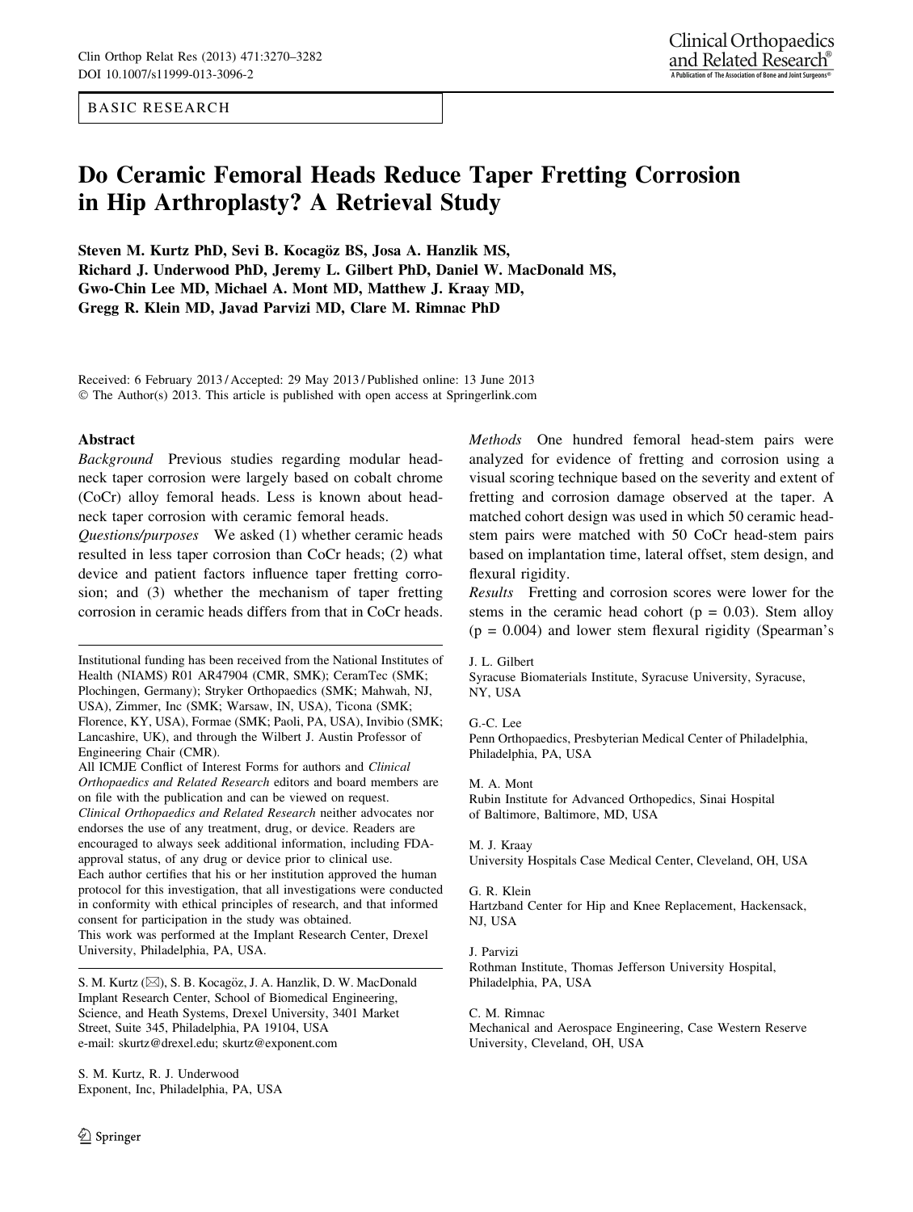BASIC RESEARCH

# Do Ceramic Femoral Heads Reduce Taper Fretting Corrosion in Hip Arthroplasty? A Retrieval Study

**Steven M. Kurtz PhD, Sevi B. Kocagöz BS, Josa A. Hanzlik MS, Richard J. Underwood PhD, Jeremy L. Gilbert PhD, Daniel W. MacDonald MS, Gwo-Chin Lee MD, Michael A. Mont MD, Matthew J. Kraay MD, Gregg R. Klein MD, Javad Parvizi MD, Clare M. Rimnac PhD**

Received: 6 February 2013 / Accepted: 29 May 2013 / Published online: 13 June 2013
© The Author(s) 2013. This article is published with open access at Springerlink.com

## Abstract

*Background* Previous studies regarding modular head-neck taper corrosion were largely based on cobalt chrome (CoCr) alloy femoral heads. Less is known about head-neck taper corrosion with ceramic femoral heads.

*Questions/purposes* We asked (1) whether ceramic heads resulted in less taper corrosion than CoCr heads; (2) what device and patient factors influence taper fretting corrosion; and (3) whether the mechanism of taper fretting corrosion in ceramic heads differs from that in CoCr heads.

*Methods* One hundred femoral head-stem pairs were analyzed for evidence of fretting and corrosion using a visual scoring technique based on the severity and extent of fretting and corrosion damage observed at the taper. A matched cohort design was used in which 50 ceramic head-stem pairs were matched with 50 CoCr head-stem pairs based on implantation time, lateral offset, stem design, and flexural rigidity.

*Results* Fretting and corrosion scores were lower for the stems in the ceramic head cohort ($p = 0.03$). Stem alloy ($p = 0.004$) and lower stem flexural rigidity (Spearman's

---

Institutional funding has been received from the National Institutes of Health (NIAMS) R01 AR47904 (CMR, SMK); CeramTec (SMK; Plochingen, Germany); Stryker Orthopaedics (SMK; Mahwah, NJ, USA), Zimmer, Inc (SMK; Warsaw, IN, USA), Ticona (SMK; Florence, KY, USA), Formae (SMK; Paoli, PA, USA), Invibio (SMK; Lancashire, UK), and through the Wilbert J. Austin Professor of Engineering Chair (CMR).

All ICMJE Conflict of Interest Forms for authors and *Clinical Orthopaedics and Related Research* editors and board members are on file with the publication and can be viewed on request.

*Clinical Orthopaedics and Related Research* neither advocates nor endorses the use of any treatment, drug, or device. Readers are encouraged to always seek additional information, including FDA-approval status, of any drug or device prior to clinical use.

Each author certifies that his or her institution approved the human protocol for this investigation, that all investigations were conducted in conformity with ethical principles of research, and that informed consent for participation in the study was obtained.

This work was performed at the Implant Research Center, Drexel University, Philadelphia, PA, USA.

S. M. Kurtz (✉), S. B. Kocagöz, J. A. Hanzlik, D. W. MacDonald
Implant Research Center, School of Biomedical Engineering, Science, and Heath Systems, Drexel University, 3401 Market Street, Suite 345, Philadelphia, PA 19104, USA
e-mail: skurtz@drexel.edu; skurtz@exponent.com

S. M. Kurtz, R. J. Underwood
Exponent, Inc, Philadelphia, PA, USA

J. L. Gilbert
Syracuse Biomaterials Institute, Syracuse University, Syracuse, NY, USA

G.-C. Lee
Penn Orthopaedics, Presbyterian Medical Center of Philadelphia, Philadelphia, PA, USA

M. A. Mont
Rubin Institute for Advanced Orthopedics, Sinai Hospital of Baltimore, Baltimore, MD, USA

M. J. Kraay
University Hospitals Case Medical Center, Cleveland, OH, USA

G. R. Klein
Hartzband Center for Hip and Knee Replacement, Hackensack, NJ, USA

J. Parvizi
Rothman Institute, Thomas Jefferson University Hospital, Philadelphia, PA, USA

C. M. Rimnac
Mechanical and Aerospace Engineering, Case Western Reserve University, Cleveland, OH, USA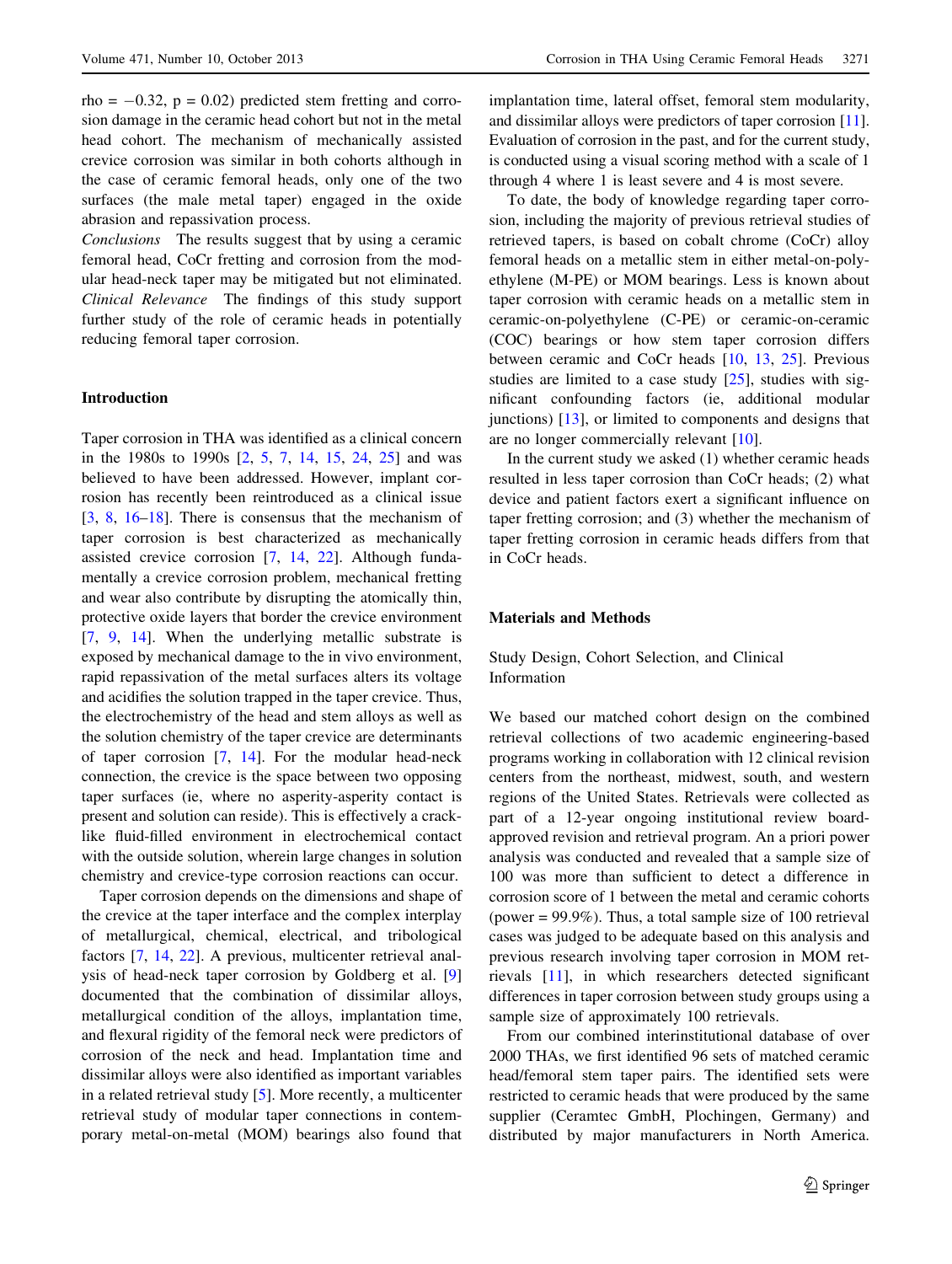rho = −0.32, p = 0.02) predicted stem fretting and corrosion damage in the ceramic head cohort but not in the metal head cohort. The mechanism of mechanically assisted crevice corrosion was similar in both cohorts although in the case of ceramic femoral heads, only one of the two surfaces (the male metal taper) engaged in the oxide abrasion and repassivation process.

*Conclusions* The results suggest that by using a ceramic femoral head, CoCr fretting and corrosion from the modular head-neck taper may be mitigated but not eliminated.

*Clinical Relevance* The findings of this study support further study of the role of ceramic heads in potentially reducing femoral taper corrosion.

## Introduction

Taper corrosion in THA was identified as a clinical concern in the 1980s to 1990s [2, 5, 7, 14, 15, 24, 25] and was believed to have been addressed. However, implant corrosion has recently been reintroduced as a clinical issue [3, 8, 16–18]. There is consensus that the mechanism of taper corrosion is best characterized as mechanically assisted crevice corrosion [7, 14, 22]. Although fundamentally a crevice corrosion problem, mechanical fretting and wear also contribute by disrupting the atomically thin, protective oxide layers that border the crevice environment [7, 9, 14]. When the underlying metallic substrate is exposed by mechanical damage to the in vivo environment, rapid repassivation of the metal surfaces alters its voltage and acidifies the solution trapped in the taper crevice. Thus, the electrochemistry of the head and stem alloys as well as the solution chemistry of the taper crevice are determinants of taper corrosion [7, 14]. For the modular head-neck connection, the crevice is the space between two opposing taper surfaces (ie, where no asperity-asperity contact is present and solution can reside). This is effectively a crack-like fluid-filled environment in electrochemical contact with the outside solution, wherein large changes in solution chemistry and crevice-type corrosion reactions can occur.

Taper corrosion depends on the dimensions and shape of the crevice at the taper interface and the complex interplay of metallurgical, chemical, electrical, and tribological factors [7, 14, 22]. A previous, multicenter retrieval analysis of head-neck taper corrosion by Goldberg et al. [9] documented that the combination of dissimilar alloys, metallurgical condition of the alloys, implantation time, and flexural rigidity of the femoral neck were predictors of corrosion of the neck and head. Implantation time and dissimilar alloys were also identified as important variables in a related retrieval study [5]. More recently, a multicenter retrieval study of modular taper connections in contemporary metal-on-metal (MOM) bearings also found that implantation time, lateral offset, femoral stem modularity, and dissimilar alloys were predictors of taper corrosion [11]. Evaluation of corrosion in the past, and for the current study, is conducted using a visual scoring method with a scale of 1 through 4 where 1 is least severe and 4 is most severe.

To date, the body of knowledge regarding taper corrosion, including the majority of previous retrieval studies of retrieved tapers, is based on cobalt chrome (CoCr) alloy femoral heads on a metallic stem in either metal-on-polyethylene (M-PE) or MOM bearings. Less is known about taper corrosion with ceramic heads on a metallic stem in ceramic-on-polyethylene (C-PE) or ceramic-on-ceramic (COC) bearings or how stem taper corrosion differs between ceramic and CoCr heads [10, 13, 25]. Previous studies are limited to a case study [25], studies with significant confounding factors (ie, additional modular junctions) [13], or limited to components and designs that are no longer commercially relevant [10].

In the current study we asked (1) whether ceramic heads resulted in less taper corrosion than CoCr heads; (2) what device and patient factors exert a significant influence on taper fretting corrosion; and (3) whether the mechanism of taper fretting corrosion in ceramic heads differs from that in CoCr heads.

## Materials and Methods

### Study Design, Cohort Selection, and Clinical Information

We based our matched cohort design on the combined retrieval collections of two academic engineering-based programs working in collaboration with 12 clinical revision centers from the northeast, midwest, south, and western regions of the United States. Retrievals were collected as part of a 12-year ongoing institutional review board-approved revision and retrieval program. An a priori power analysis was conducted and revealed that a sample size of 100 was more than sufficient to detect a difference in corrosion score of 1 between the metal and ceramic cohorts (power = 99.9%). Thus, a total sample size of 100 retrieval cases was judged to be adequate based on this analysis and previous research involving taper corrosion in MOM retrievals [11], in which researchers detected significant differences in taper corrosion between study groups using a sample size of approximately 100 retrievals.

From our combined interinstitutional database of over 2000 THAs, we first identified 96 sets of matched ceramic head/femoral stem taper pairs. The identified sets were restricted to ceramic heads that were produced by the same supplier (Ceramtec GmbH, Plochingen, Germany) and distributed by major manufacturers in North America.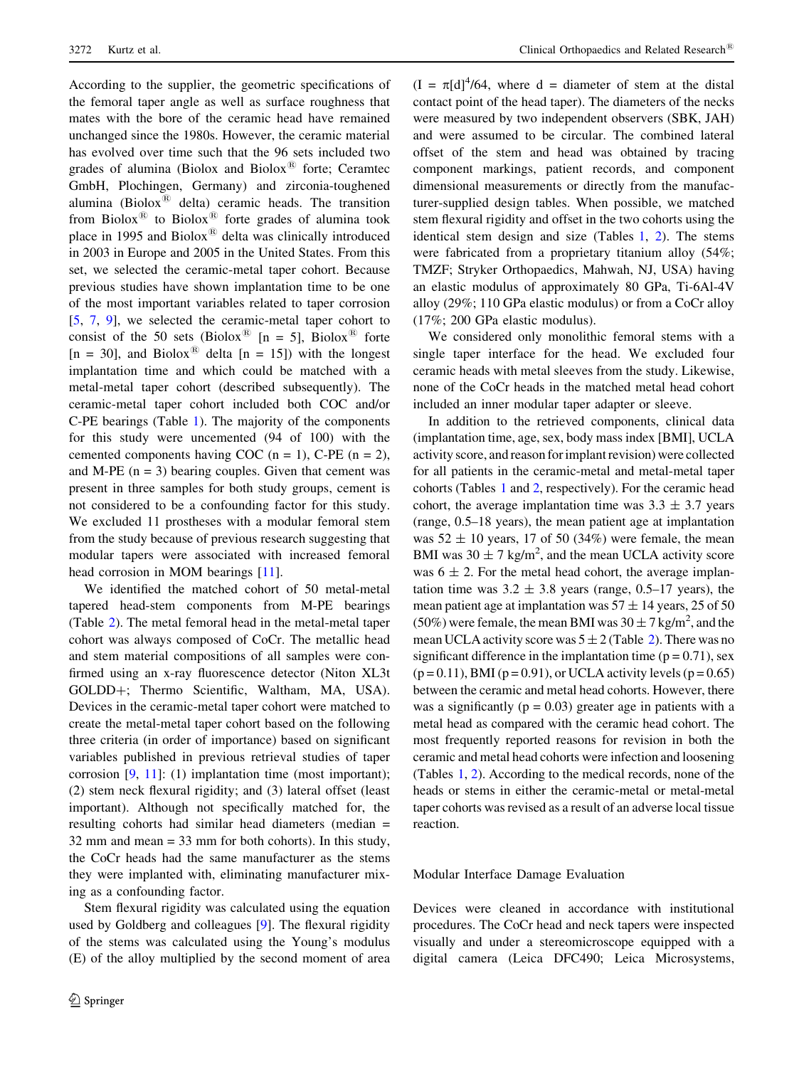According to the supplier, the geometric specifications of the femoral taper angle as well as surface roughness that mates with the bore of the ceramic head have remained unchanged since the 1980s. However, the ceramic material has evolved over time such that the 96 sets included two grades of alumina (Biolox and Biolox® forte; Ceramtec GmbH, Plochingen, Germany) and zirconia-toughened alumina (Biolox® delta) ceramic heads. The transition from Biolox® to Biolox® forte grades of alumina took place in 1995 and Biolox® delta was clinically introduced in 2003 in Europe and 2005 in the United States. From this set, we selected the ceramic-metal taper cohort. Because previous studies have shown implantation time to be one of the most important variables related to taper corrosion [5, 7, 9], we selected the ceramic-metal taper cohort to consist of the 50 sets (Biolox® [n = 5], Biolox® forte [n = 30], and Biolox® delta [n = 15]) with the longest implantation time and which could be matched with a metal-metal taper cohort (described subsequently). The ceramic-metal taper cohort included both COC and/or C-PE bearings (Table 1). The majority of the components for this study were uncemented (94 of 100) with the cemented components having COC (n = 1), C-PE (n = 2), and M-PE (n = 3) bearing couples. Given that cement was present in three samples for both study groups, cement is not considered to be a confounding factor for this study. We excluded 11 prostheses with a modular femoral stem from the study because of previous research suggesting that modular tapers were associated with increased femoral head corrosion in MOM bearings [11].

We identified the matched cohort of 50 metal-metal tapered head-stem components from M-PE bearings (Table 2). The metal femoral head in the metal-metal taper cohort was always composed of CoCr. The metallic head and stem material compositions of all samples were confirmed using an x-ray fluorescence detector (Niton XL3t GOLDD+; Thermo Scientific, Waltham, MA, USA). Devices in the ceramic-metal taper cohort were matched to create the metal-metal taper cohort based on the following three criteria (in order of importance) based on significant variables published in previous retrieval studies of taper corrosion [9, 11]: (1) implantation time (most important); (2) stem neck flexural rigidity; and (3) lateral offset (least important). Although not specifically matched for, the resulting cohorts had similar head diameters (median = 32 mm and mean = 33 mm for both cohorts). In this study, the CoCr heads had the same manufacturer as the stems they were implanted with, eliminating manufacturer mixing as a confounding factor.

Stem flexural rigidity was calculated using the equation used by Goldberg and colleagues [9]. The flexural rigidity of the stems was calculated using the Young's modulus (E) of the alloy multiplied by the second moment of area ($I = \pi[d]^4/64$, where d = diameter of stem at the distal contact point of the head taper). The diameters of the necks were measured by two independent observers (SBK, JAH) and were assumed to be circular. The combined lateral offset of the stem and head was obtained by tracing component markings, patient records, and component dimensional measurements or directly from the manufacturer-supplied design tables. When possible, we matched stem flexural rigidity and offset in the two cohorts using the identical stem design and size (Tables 1, 2). The stems were fabricated from a proprietary titanium alloy (54%; TMZF; Stryker Orthopaedics, Mahwah, NJ, USA) having an elastic modulus of approximately 80 GPa, Ti-6Al-4V alloy (29%; 110 GPa elastic modulus) or from a CoCr alloy (17%; 200 GPa elastic modulus).

We considered only monolithic femoral stems with a single taper interface for the head. We excluded four ceramic heads with metal sleeves from the study. Likewise, none of the CoCr heads in the matched metal head cohort included an inner modular taper adapter or sleeve.

In addition to the retrieved components, clinical data (implantation time, age, sex, body mass index [BMI], UCLA activity score, and reason for implant revision) were collected for all patients in the ceramic-metal and metal-metal taper cohorts (Tables 1 and 2, respectively). For the ceramic head cohort, the average implantation time was 3.3 ± 3.7 years (range, 0.5–18 years), the mean patient age at implantation was 52 ± 10 years, 17 of 50 (34%) were female, the mean BMI was 30 ± 7 kg/m$^2$, and the mean UCLA activity score was 6 ± 2. For the metal head cohort, the average implantation time was 3.2 ± 3.8 years (range, 0.5–17 years), the mean patient age at implantation was 57 ± 14 years, 25 of 50 (50%) were female, the mean BMI was 30 ± 7 kg/m$^2$, and the mean UCLA activity score was 5 ± 2 (Table 2). There was no significant difference in the implantation time ($p = 0.71$), sex ($p = 0.11$), BMI ($p = 0.91$), or UCLA activity levels ($p = 0.65$) between the ceramic and metal head cohorts. However, there was a significantly ($p = 0.03$) greater age in patients with a metal head as compared with the ceramic head cohort. The most frequently reported reasons for revision in both the ceramic and metal head cohorts were infection and loosening (Tables 1, 2). According to the medical records, none of the heads or stems in either the ceramic-metal or metal-metal taper cohorts was revised as a result of an adverse local tissue reaction.

## Modular Interface Damage Evaluation

Devices were cleaned in accordance with institutional procedures. The CoCr head and neck tapers were inspected visually and under a stereomicroscope equipped with a digital camera (Leica DFC490; Leica Microsystems,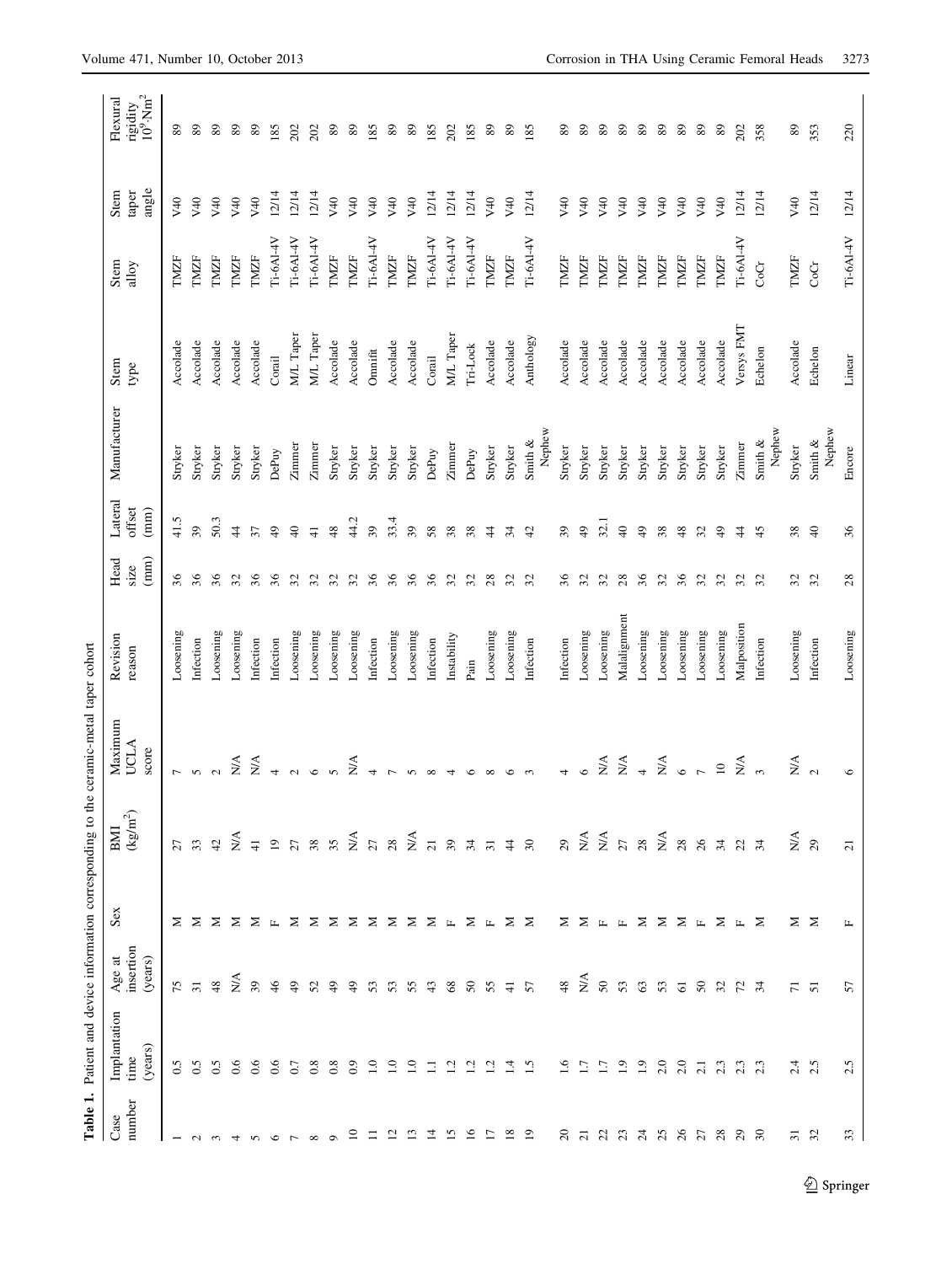**Table 1.** Patient and device information corresponding to the ceramic-metal taper cohort

| Case number | Implantation time (years) | Age at insertion (years) | Sex | BMI (kg/m$^2$) | Maximum UCLA score | Revision reason | Head size (mm) | Lateral offset (mm) | Manufacturer | Stem type | Stem alloy | Stem taper angle | Flexural rigidity $10^9$.Nm$^2$ |
|---|---|---|---|---|---|---|---|---|---|---|---|---|---|
| 1 | 0.5 | 75 | M | 27 | 7 | Loosening | 36 | 41.5 | Stryker | Accolade | TMZF | V40 | 89 |
| 2 | 0.5 | 31 | M | 33 | 5 | Infection | 36 | 39 | Stryker | Accolade | TMZF | V40 | 89 |
| 3 | 0.5 | 48 | M | 42 | 2 | Loosening | 36 | 50.3 | Stryker | Accolade | TMZF | V40 | 89 |
| 4 | 0.6 | N/A | M | N/A | N/A | Loosening | 32 | 44 | Stryker | Accolade | TMZF | V40 | 89 |
| 5 | 0.6 | 39 | M | 41 | N/A | Infection | 36 | 37 | Stryker | Accolade | TMZF | V40 | 89 |
| 6 | 0.6 | 46 | F | 19 | 4 | Infection | 36 | 49 | DePuy | Corail | Ti-6Al-4V | 12/14 | 185 |
| 7 | 0.7 | 49 | M | 27 | 2 | Loosening | 32 | 40 | Zimmer | M/L Taper | Ti-6Al-4V | 12/14 | 202 |
| 8 | 0.8 | 52 | M | 38 | 6 | Loosening | 32 | 41 | Zimmer | M/L Taper | Ti-6Al-4V | 12/14 | 202 |
| 9 | 0.8 | 49 | M | 35 | 5 | Loosening | 32 | 48 | Stryker | Accolade | TMZF | V40 | 89 |
| 10 | 0.9 | 49 | M | N/A | N/A | Loosening | 32 | 44.2 | Stryker | Accolade | TMZF | V40 | 89 |
| 11 | 1.0 | 53 | M | 27 | 4 | Infection | 36 | 39 | Stryker | Omnifit | Ti-6Al-4V | V40 | 185 |
| 12 | 1.0 | 53 | M | 28 | 7 | Loosening | 36 | 33.4 | Stryker | Accolade | TMZF | V40 | 89 |
| 13 | 1.0 | 55 | M | N/A | 5 | Loosening | 36 | 39 | Stryker | Accolade | TMZF | V40 | 89 |
| 14 | 1.1 | 43 | M | 21 | 8 | Infection | 36 | 58 | DePuy | Corail | Ti-6Al-4V | 12/14 | 185 |
| 15 | 1.2 | 68 | F | 39 | 4 | Instability | 32 | 38 | Zimmer | M/L Taper | Ti-6Al-4V | 12/14 | 202 |
| 16 | 1.2 | 50 | M | 34 | 6 | Pain | 32 | 38 | DePuy | Tri-Lock | Ti-6Al-4V | 12/14 | 185 |
| 17 | 1.2 | 55 | F | 31 | 8 | Loosening | 28 | 44 | Stryker | Accolade | TMZF | V40 | 89 |
| 18 | 1.4 | 41 | M | 44 | 6 | Loosening | 32 | 34 | Stryker | Accolade | TMZF | V40 | 89 |
| 19 | 1.5 | 57 | M | 30 | 3 | Infection | 32 | 42 | Smith & Nephew | Anthology | Ti-6Al-4V | 12/14 | 185 |
| 20 | 1.6 | 48 | M | 29 | 4 | Infection | 36 | 39 | Stryker | Accolade | TMZF | V40 | 89 |
| 21 | 1.7 | N/A | M | N/A | 6 | Loosening | 32 | 49 | Stryker | Accolade | TMZF | V40 | 89 |
| 22 | 1.7 | 50 | F | N/A | N/A | Loosening | 32 | 32.1 | Stryker | Accolade | TMZF | V40 | 89 |
| 23 | 1.9 | 53 | F | 27 | N/A | Malalignment | 28 | 40 | Stryker | Accolade | TMZF | V40 | 89 |
| 24 | 1.9 | 63 | M | 28 | 4 | Loosening | 36 | 49 | Stryker | Accolade | TMZF | V40 | 89 |
| 25 | 2.0 | 53 | M | N/A | N/A | Loosening | 32 | 38 | Stryker | Accolade | TMZF | V40 | 89 |
| 26 | 2.0 | 61 | M | 28 | 6 | Loosening | 36 | 48 | Stryker | Accolade | TMZF | V40 | 89 |
| 27 | 2.1 | 50 | F | 26 | 7 | Loosening | 32 | 32 | Stryker | Accolade | TMZF | V40 | 89 |
| 28 | 2.3 | 32 | M | 34 | 10 | Loosening | 32 | 49 | Stryker | Accolade | TMZF | V40 | 89 |
| 29 | 2.3 | 72 | F | 22 | N/A | Malposition | 32 | 44 | Zimmer | Versys FMT | Ti-6Al-4V | 12/14 | 202 |
| 30 | 2.3 | 34 | M | 34 | 3 | Infection | 32 | 45 | Smith & Nephew | Echelon | CoCr | 12/14 | 358 |
| 31 | 2.4 | 71 | M | N/A | N/A | Loosening | 32 | 38 | Stryker | Accolade | TMZF | V40 | 89 |
| 32 | 2.5 | 51 | M | 29 | 2 | Infection | 32 | 40 | Smith & Nephew | Echelon | CoCr | 12/14 | 353 |
| 33 | 2.5 | 57 | F | 21 | 6 | Loosening | 28 | 36 | Encore | Linear | Ti-6Al-4V | 12/14 | 220 |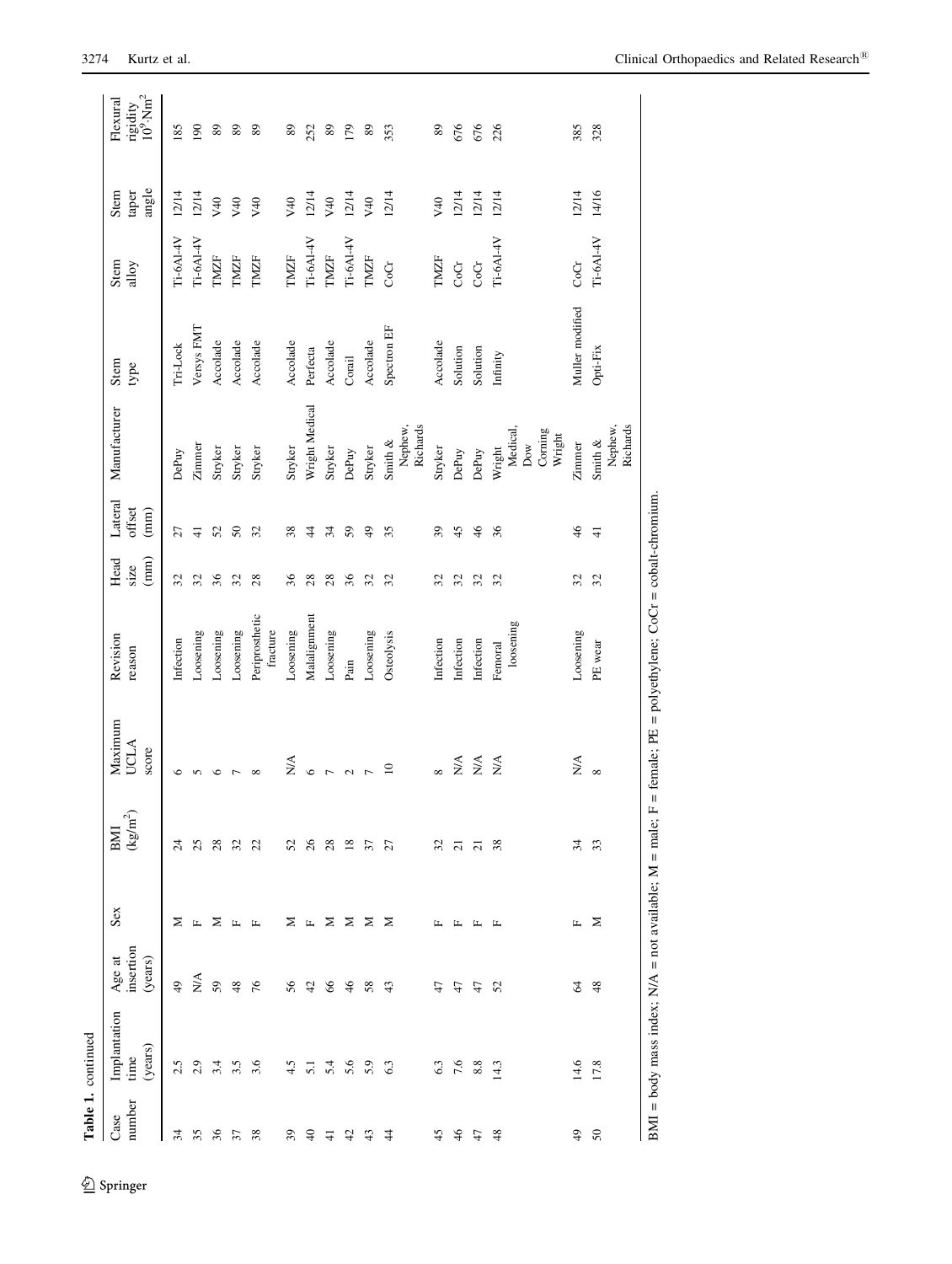**Table 1.** continued

| Case number | Implantation time (years) | Age at insertion (years) | Sex | BMI ($kg/m^2$) | Maximum UCLA score | Revision reason | Head size (mm) | Lateral offset (mm) | Manufacturer | Stem type | Stem alloy | Stem taper angle | Flexural rigidity $10^9 Nm^2$ |
|---|---|---|---|---|---|---|---|---|---|---|---|---|---|
| 34 | 2.5 | 49 | M | 24 | 6 | Infection | 32 | 27 | DePuy | Tri-Lock | Ti-6Al-4V | 12/14 | 185 |
| 35 | 2.9 | N/A | F | 25 | 5 | Loosening | 32 | 41 | Zimmer | Versys FMT | Ti-6Al-4V | 12/14 | 190 |
| 36 | 3.4 | 59 | M | 28 | 6 | Loosening | 36 | 52 | Stryker | Accolade | TMZF | V40 | 89 |
| 37 | 3.5 | 48 | F | 32 | 7 | Loosening | 32 | 50 | Stryker | Accolade | TMZF | V40 | 89 |
| 38 | 3.6 | 76 | F | 22 | 8 | Periprosthetic fracture | 28 | 32 | Stryker | Accolade | TMZF | V40 | 89 |
| 39 | 4.5 | 56 | M | 52 | N/A | Loosening | 36 | 38 | Stryker | Accolade | TMZF | V40 | 89 |
| 40 | 5.1 | 42 | F | 26 | 6 | Malalignment | 28 | 44 | Wright Medical | Perfecta | Ti-6Al-4V | 12/14 | 252 |
| 41 | 5.4 | 66 | M | 28 | 7 | Loosening | 28 | 34 | Stryker | Accolade | TMZF | V40 | 89 |
| 42 | 5.6 | 46 | M | 18 | 2 | Pain | 36 | 59 | DePuy | Corail | Ti-6Al-4V | 12/14 | 179 |
| 43 | 5.9 | 58 | M | 37 | 7 | Loosening | 32 | 49 | Stryker | Accolade | TMZF | V40 | 89 |
| 44 | 6.3 | 43 | M | 27 | 10 | Osteolysis | 32 | 35 | Smith & Nephew, Richards | Spectron EF | CoCr | 12/14 | 353 |
| 45 | 6.3 | 47 | F | 32 | 8 | Infection | 32 | 39 | Stryker | Accolade | TMZF | V40 | 89 |
| 46 | 7.6 | 47 | F | 21 | N/A | Infection | 32 | 45 | DePuy | Solution | CoCr | 12/14 | 676 |
| 47 | 8.8 | 47 | F | 21 | N/A | Infection | 32 | 46 | DePuy | Solution | CoCr | 12/14 | 676 |
| 48 | 14.3 | 52 | F | 38 | N/A | Femoral loosening | 32 | 36 | Wright Medical, Dow Corning Wright | Infinity | Ti-6Al-4V | 12/14 | 226 |
| 49 | 14.6 | 64 | F | 34 | N/A | Loosening | 32 | 46 | Zimmer | Muller modified | CoCr | 12/14 | 385 |
| 50 | 17.8 | 48 | M | 33 | 8 | PE wear | 32 | 41 | Smith & Nephew, Richards | Opti-Fix | Ti-6Al-4V | 14/16 | 328 |

BMI = body mass index; N/A = not available; M = male; F = female; PE = polyethylene; CoCr = cobalt-chromium.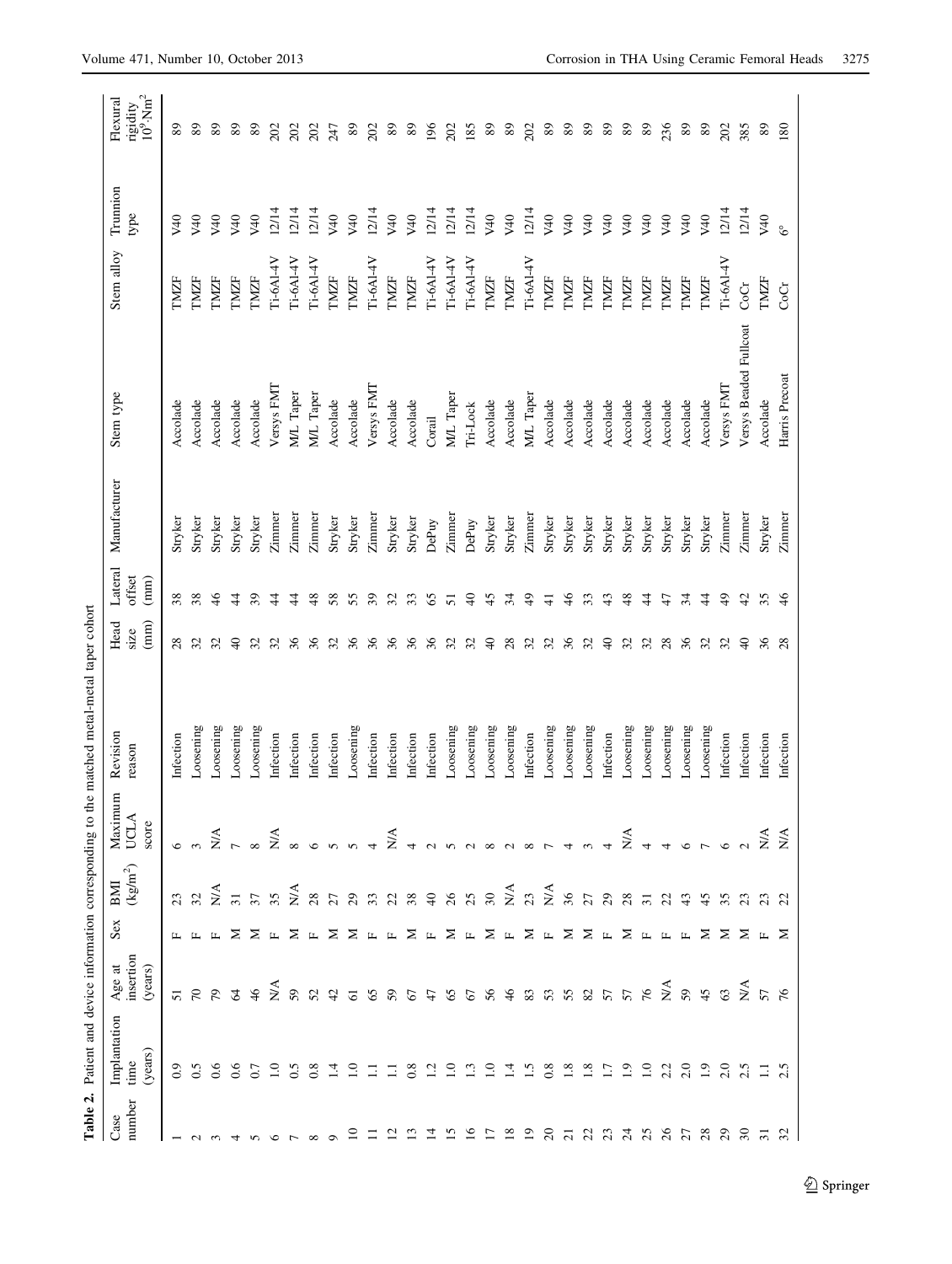**Table 2.** Patient and device information corresponding to the matched metal-metal taper cohort

| Case number | Implantation time (years) | Age at insertion (years) | Sex | BMI (kg/m$^2$) | Maximum UCLA score | Revision reason | Head size (mm) | Lateral offset (mm) | Manufacturer | Stem type | Stem alloy | Trunnion type | Flexural rigidity $10^9 \cdot Nm^2$ |
|---|---|---|---|---|---|---|---|---|---|---|---|---|---|
| 1 | 0.9 | 51 | F | 23 | 6 | Infection | 28 | 38 | Stryker | Accolade | TMZF | V40 | 89 |
| 2 | 0.5 | 70 | F | 32 | 3 | Loosening | 32 | 38 | Stryker | Accolade | TMZF | V40 | 89 |
| 3 | 0.6 | 79 | F | N/A | N/A | Loosening | 32 | 46 | Stryker | Accolade | TMZF | V40 | 89 |
| 4 | 0.6 | 64 | M | 31 | 7 | Loosening | 40 | 44 | Stryker | Accolade | TMZF | V40 | 89 |
| 5 | 0.7 | 46 | M | 37 | 8 | Loosening | 32 | 39 | Stryker | Accolade | TMZF | V40 | 89 |
| 6 | 1.0 | N/A | F | 35 | N/A | Infection | 32 | 44 | Zimmer | Versys FMT | Ti-6Al-4V | 12/14 | 202 |
| 7 | 0.5 | 59 | M | N/A | 8 | Infection | 36 | 44 | Zimmer | M/L Taper | Ti-6Al-4V | 12/14 | 202 |
| 8 | 0.8 | 52 | F | 28 | 6 | Infection | 36 | 48 | Zimmer | M/L Taper | Ti-6Al-4V | 12/14 | 202 |
| 9 | 1.4 | 42 | M | 27 | 5 | Infection | 32 | 58 | Stryker | Accolade | TMZF | V40 | 247 |
| 10 | 1.0 | 61 | M | 29 | 5 | Loosening | 36 | 55 | Stryker | Accolade | TMZF | V40 | 89 |
| 11 | 1.1 | 65 | F | 33 | 4 | Infection | 36 | 39 | Zimmer | Versys FMT | Ti-6Al-4V | 12/14 | 202 |
| 12 | 1.1 | 59 | F | 22 | N/A | Infection | 36 | 32 | Stryker | Accolade | TMZF | V40 | 89 |
| 13 | 0.8 | 67 | M | 38 | 4 | Infection | 36 | 33 | Stryker | Accolade | TMZF | V40 | 89 |
| 14 | 1.2 | 47 | F | 40 | 2 | Infection | 36 | 65 | DePuy | Corail | Ti-6Al-4V | 12/14 | 196 |
| 15 | 1.0 | 65 | M | 26 | 5 | Loosening | 32 | 51 | Zimmer | M/L Taper | Ti-6Al-4V | 12/14 | 202 |
| 16 | 1.3 | 67 | F | 25 | 2 | Loosening | 32 | 40 | DePuy | Tri-Lock | Ti-6Al-4V | 12/14 | 185 |
| 17 | 1.0 | 56 | M | 30 | 8 | Loosening | 40 | 45 | Stryker | Accolade | TMZF | V40 | 89 |
| 18 | 1.4 | 46 | F | N/A | 2 | Loosening | 28 | 34 | Stryker | Accolade | TMZF | V40 | 89 |
| 19 | 1.5 | 83 | M | 23 | 8 | Infection | 32 | 49 | Zimmer | M/L Taper | Ti-6Al-4V | 12/14 | 202 |
| 20 | 0.8 | 53 | F | N/A | 7 | Loosening | 32 | 41 | Stryker | Accolade | TMZF | V40 | 89 |
| 21 | 1.8 | 55 | M | 36 | 4 | Loosening | 36 | 46 | Stryker | Accolade | TMZF | V40 | 89 |
| 22 | 1.8 | 82 | M | 27 | 3 | Loosening | 32 | 33 | Stryker | Accolade | TMZF | V40 | 89 |
| 23 | 1.7 | 57 | F | 29 | 4 | Infection | 40 | 43 | Stryker | Accolade | TMZF | V40 | 89 |
| 24 | 1.9 | 57 | M | 28 | N/A | Loosening | 32 | 48 | Stryker | Accolade | TMZF | V40 | 89 |
| 25 | 1.0 | 76 | F | 31 | 4 | Loosening | 32 | 44 | Stryker | Accolade | TMZF | V40 | 89 |
| 26 | 2.2 | N/A | F | 22 | 4 | Loosening | 28 | 47 | Stryker | Accolade | TMZF | V40 | 236 |
| 27 | 2.0 | 59 | F | 43 | 6 | Loosening | 36 | 34 | Stryker | Accolade | TMZF | V40 | 89 |
| 28 | 1.9 | 45 | M | 45 | 7 | Loosening | 32 | 44 | Stryker | Accolade | TMZF | V40 | 89 |
| 29 | 2.0 | 63 | M | 35 | 6 | Infection | 32 | 49 | Zimmer | Versys FMT | Ti-6Al-4V | 12/14 | 202 |
| 30 | 2.5 | N/A | M | 23 | 2 | Infection | 40 | 42 | Zimmer | Versys Beaded Fullcoat | CoCr | 12/14 | 385 |
| 31 | 1.1 | 57 | F | 23 | N/A | Infection | 36 | 35 | Stryker | Accolade | TMZF | V40 | 89 |
| 32 | 2.5 | 76 | M | 22 | N/A | Infection | 28 | 46 | Zimmer | Harris Precoat | CoCr | 6° | 180 |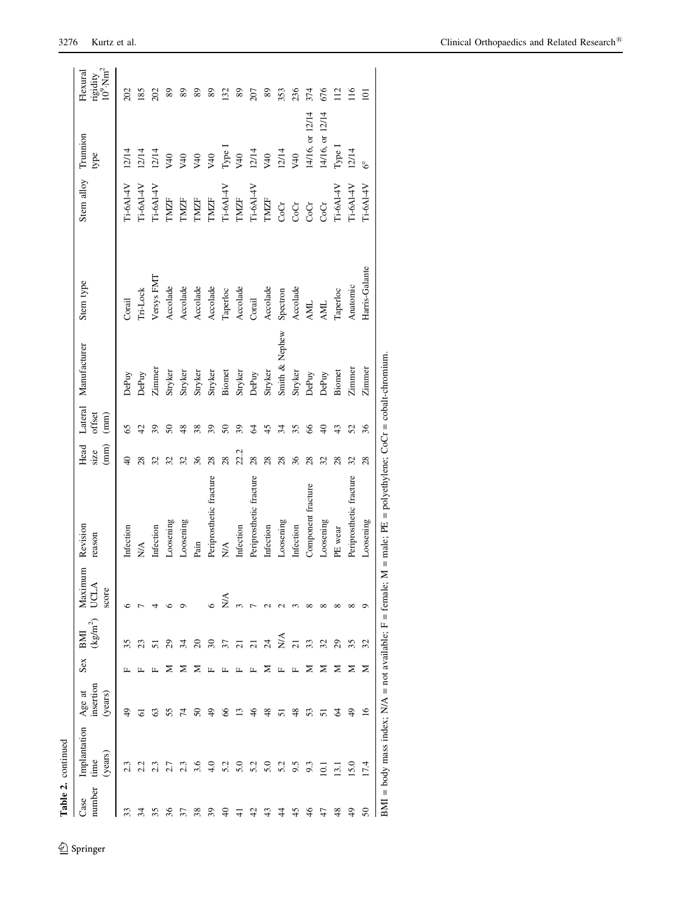**Table 2.** continued

| Case number | Implantation time (years) | Age at insertion (years) | Sex | BMI ($kg/m^2$) | Maximum UCLA score | Revision reason | Head size (mm) | Lateral offset (mm) | Manufacturer | Stem type | Stem alloy | Trunnion type | Flexural rigidity $10^9 \cdot Nm^2$ |
|---|---|---|---|---|---|---|---|---|---|---|---|---|---|
| 33 | 2.3 | 49 | F | 35 | 6 | Infection | 40 | 65 | DePuy | Corail | Ti-6Al-4V | 12/14 | 202 |
| 34 | 2.2 | 61 | F | 23 | 7 | N/A | 28 | 42 | DePuy | Tri-Lock | Ti-6Al-4V | 12/14 | 185 |
| 35 | 2.3 | 63 | F | 51 | 4 | Infection | 32 | 39 | Zimmer | Versys FMT | Ti-6Al-4V | 12/14 | 202 |
| 36 | 2.7 | 55 | M | 29 | 6 | Loosening | 32 | 50 | Stryker | Accolade | TMZF | V40 | 89 |
| 37 | 2.3 | 74 | M | 34 | 9 | Loosening | 32 | 48 | Stryker | Accolade | TMZF | V40 | 89 |
| 38 | 3.6 | 50 | M | 20 | | Pain | 36 | 38 | Stryker | Accolade | TMZF | V40 | 89 |
| 39 | 4.0 | 49 | F | 30 | 6 | Periprosthetic fracture | 28 | 39 | Stryker | Accolade | TMZF | V40 | 89 |
| 40 | 5.2 | 66 | F | 37 | N/A | N/A | 28 | 50 | Biomet | Taperloc | Ti-6Al-4V | Type I | 132 |
| 41 | 5.0 | 13 | F | 21 | 3 | Infection | 22.2 | 39 | Stryker | Accolade | TMZF | V40 | 89 |
| 42 | 5.2 | 46 | F | 21 | 7 | Periprosthetic fracture | 28 | 64 | DePuy | Corail | Ti-6Al-4V | 12/14 | 207 |
| 43 | 5.0 | 48 | M | 24 | 2 | Infection | 28 | 45 | Stryker | Accolade | TMZF | V40 | 89 |
| 44 | 5.2 | 51 | F | N/A | 2 | Loosening | 28 | 34 | Smith & Nephew | Spectron | CoCr | 12/14 | 353 |
| 45 | 9.5 | 48 | F | 21 | 3 | Infection | 36 | 35 | Stryker | Accolade | CoCr | V40 | 236 |
| 46 | 9.3 | 53 | M | 33 | 8 | Component fracture | 28 | 66 | DePuy | AML | CoCr | 14/16, or 12/14 | 374 |
| 47 | 10.1 | 51 | M | 32 | 8 | Loosening | 32 | 40 | DePuy | AML | CoCr | 14/16, or 12/14 | 676 |
| 48 | 13.1 | 64 | M | 29 | 8 | PE wear | 28 | 43 | Biomet | Taperloc | Ti-6Al-4V | Type I | 112 |
| 49 | 15.0 | 49 | M | 35 | 8 | Periprosthetic fracture | 32 | 52 | Zimmer | Anatomic | Ti-6Al-4V | 12/14 | 116 |
| 50 | 17.4 | 16 | M | 32 | 9 | Loosening | 28 | 36 | Zimmer | Harris-Galante | Ti-6Al-4V | 6° | 101 |

BMI = body mass index; N/A = not available; F = female; M = male; PE = polyethylene; CoCr = cobalt-chromium.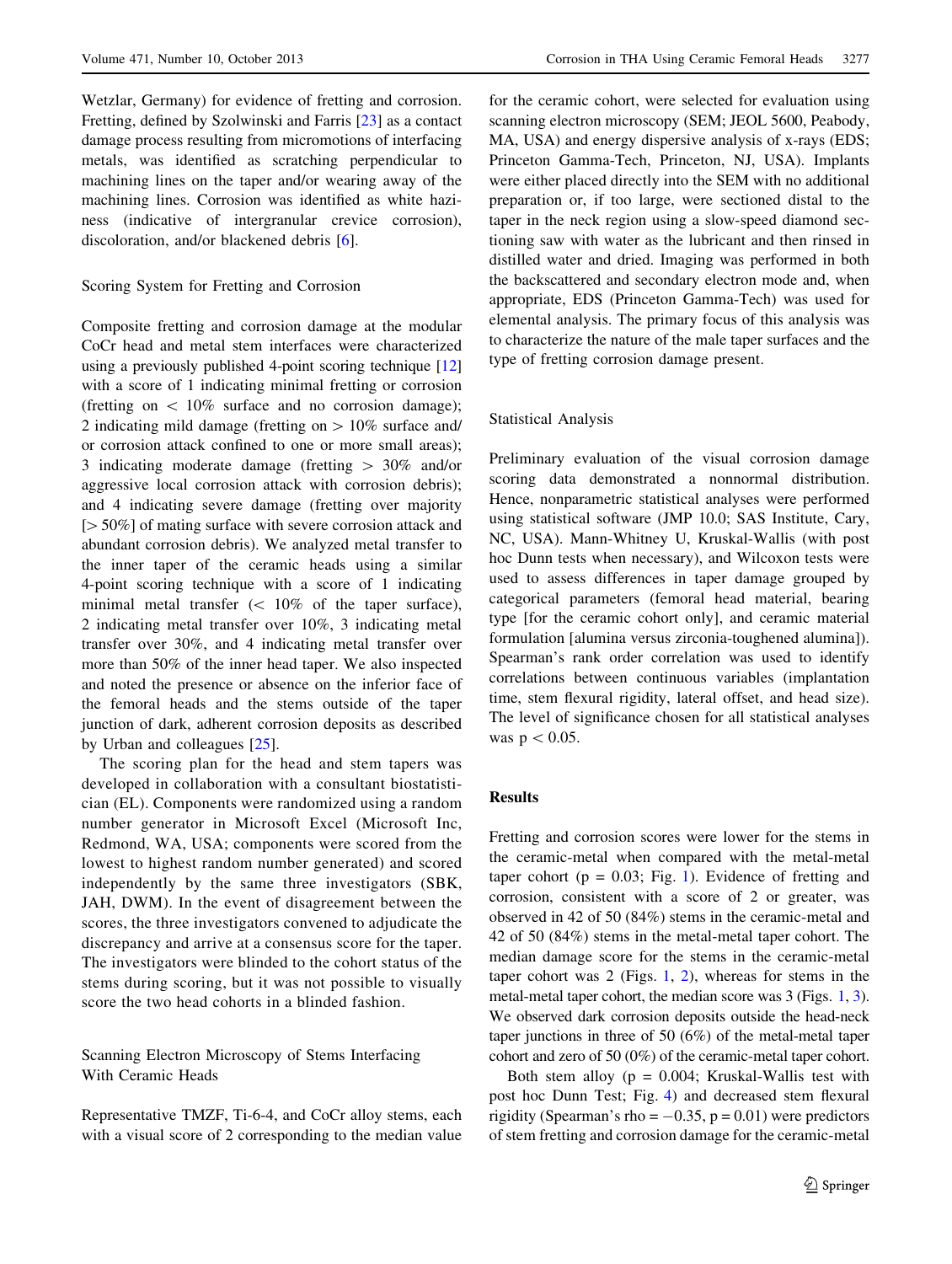Wetzlar, Germany) for evidence of fretting and corrosion. Fretting, defined by Szolwinski and Farris [23] as a contact damage process resulting from micromotions of interfacing metals, was identified as scratching perpendicular to machining lines on the taper and/or wearing away of the machining lines. Corrosion was identified as white haziness (indicative of intergranular crevice corrosion), discoloration, and/or blackened debris [6].

### Scoring System for Fretting and Corrosion

Composite fretting and corrosion damage at the modular CoCr head and metal stem interfaces were characterized using a previously published 4-point scoring technique [12] with a score of 1 indicating minimal fretting or corrosion (fretting on < 10% surface and no corrosion damage); 2 indicating mild damage (fretting on > 10% surface and/or corrosion attack confined to one or more small areas); 3 indicating moderate damage (fretting > 30% and/or aggressive local corrosion attack with corrosion debris); and 4 indicating severe damage (fretting over majority [> 50%] of mating surface with severe corrosion attack and abundant corrosion debris). We analyzed metal transfer to the inner taper of the ceramic heads using a similar 4-point scoring technique with a score of 1 indicating minimal metal transfer (< 10% of the taper surface), 2 indicating metal transfer over 10%, 3 indicating metal transfer over 30%, and 4 indicating metal transfer over more than 50% of the inner head taper. We also inspected and noted the presence or absence on the inferior face of the femoral heads and the stems outside of the taper junction of dark, adherent corrosion deposits as described by Urban and colleagues [25].

The scoring plan for the head and stem tapers was developed in collaboration with a consultant biostatistician (EL). Components were randomized using a random number generator in Microsoft Excel (Microsoft Inc, Redmond, WA, USA; components were scored from the lowest to highest random number generated) and scored independently by the same three investigators (SBK, JAH, DWM). In the event of disagreement between the scores, the three investigators convened to adjudicate the discrepancy and arrive at a consensus score for the taper. The investigators were blinded to the cohort status of the stems during scoring, but it was not possible to visually score the two head cohorts in a blinded fashion.

### Scanning Electron Microscopy of Stems Interfacing With Ceramic Heads

Representative TMZF, Ti-6-4, and CoCr alloy stems, each with a visual score of 2 corresponding to the median value for the ceramic cohort, were selected for evaluation using scanning electron microscopy (SEM; JEOL 5600, Peabody, MA, USA) and energy dispersive analysis of x-rays (EDS; Princeton Gamma-Tech, Princeton, NJ, USA). Implants were either placed directly into the SEM with no additional preparation or, if too large, were sectioned distal to the taper in the neck region using a slow-speed diamond sectioning saw with water as the lubricant and then rinsed in distilled water and dried. Imaging was performed in both the backscattered and secondary electron mode and, when appropriate, EDS (Princeton Gamma-Tech) was used for elemental analysis. The primary focus of this analysis was to characterize the nature of the male taper surfaces and the type of fretting corrosion damage present.

### Statistical Analysis

Preliminary evaluation of the visual corrosion damage scoring data demonstrated a nonnormal distribution. Hence, nonparametric statistical analyses were performed using statistical software (JMP 10.0; SAS Institute, Cary, NC, USA). Mann-Whitney U, Kruskal-Wallis (with post hoc Dunn tests when necessary), and Wilcoxon tests were used to assess differences in taper damage grouped by categorical parameters (femoral head material, bearing type [for the ceramic cohort only], and ceramic material formulation [alumina versus zirconia-toughened alumina]). Spearman's rank order correlation was used to identify correlations between continuous variables (implantation time, stem flexural rigidity, lateral offset, and head size). The level of significance chosen for all statistical analyses was $p < 0.05$.

## Results

Fretting and corrosion scores were lower for the stems in the ceramic-metal when compared with the metal-metal taper cohort ($p = 0.03$; Fig. 1). Evidence of fretting and corrosion, consistent with a score of 2 or greater, was observed in 42 of 50 (84%) stems in the ceramic-metal and 42 of 50 (84%) stems in the metal-metal taper cohort. The median damage score for the stems in the ceramic-metal taper cohort was 2 (Figs. 1, 2), whereas for stems in the metal-metal taper cohort, the median score was 3 (Figs. 1, 3). We observed dark corrosion deposits outside the head-neck taper junctions in three of 50 (6%) of the metal-metal taper cohort and zero of 50 (0%) of the ceramic-metal taper cohort.

Both stem alloy ($p = 0.004$; Kruskal-Wallis test with post hoc Dunn Test; Fig. 4) and decreased stem flexural rigidity (Spearman's rho $= -0.35$, $p = 0.01$) were predictors of stem fretting and corrosion damage for the ceramic-metal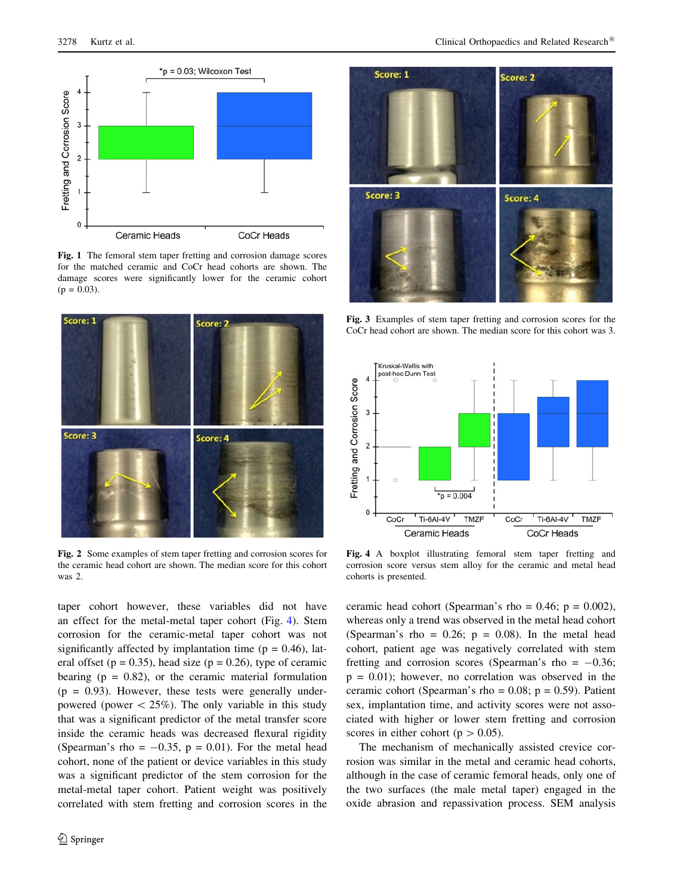Fig. 1 The femoral stem taper fretting and corrosion damage scores for the matched ceramic and CoCr head cohorts are shown. The damage scores were significantly lower for the ceramic cohort ($p = 0.03$).

Fig. 2 Some examples of stem taper fretting and corrosion scores for the ceramic head cohort are shown. The median score for this cohort was 2.

Fig. 3 Examples of stem taper fretting and corrosion scores for the CoCr head cohort are shown. The median score for this cohort was 3.

Fig. 4 A boxplot illustrating femoral stem taper fretting and corrosion score versus stem alloy for the ceramic and metal head cohorts is presented.

taper cohort however, these variables did not have an effect for the metal-metal taper cohort (Fig. 4). Stem corrosion for the ceramic-metal taper cohort was not significantly affected by implantation time ($p = 0.46$), lateral offset ($p = 0.35$), head size ($p = 0.26$), type of ceramic bearing ($p = 0.82$), or the ceramic material formulation ($p = 0.93$). However, these tests were generally underpowered (power < 25%). The only variable in this study that was a significant predictor of the metal transfer score inside the ceramic heads was decreased flexural rigidity (Spearman's rho = −0.35, $p = 0.01$). For the metal head cohort, none of the patient or device variables in this study was a significant predictor of the stem corrosion for the metal-metal taper cohort. Patient weight was positively correlated with stem fretting and corrosion scores in the ceramic head cohort (Spearman's rho = 0.46; $p = 0.002$), whereas only a trend was observed in the metal head cohort (Spearman's rho = 0.26; $p = 0.08$). In the metal head cohort, patient age was negatively correlated with stem fretting and corrosion scores (Spearman's rho = −0.36; $p = 0.01$); however, no correlation was observed in the ceramic cohort (Spearman's rho = 0.08; $p = 0.59$). Patient sex, implantation time, and activity scores were not associated with higher or lower stem fretting and corrosion scores in either cohort ($p > 0.05$).

The mechanism of mechanically assisted crevice corrosion was similar in the metal and ceramic head cohorts, although in the case of ceramic femoral heads, only one of the two surfaces (the male metal taper) engaged in the oxide abrasion and repassivation process. SEM analysis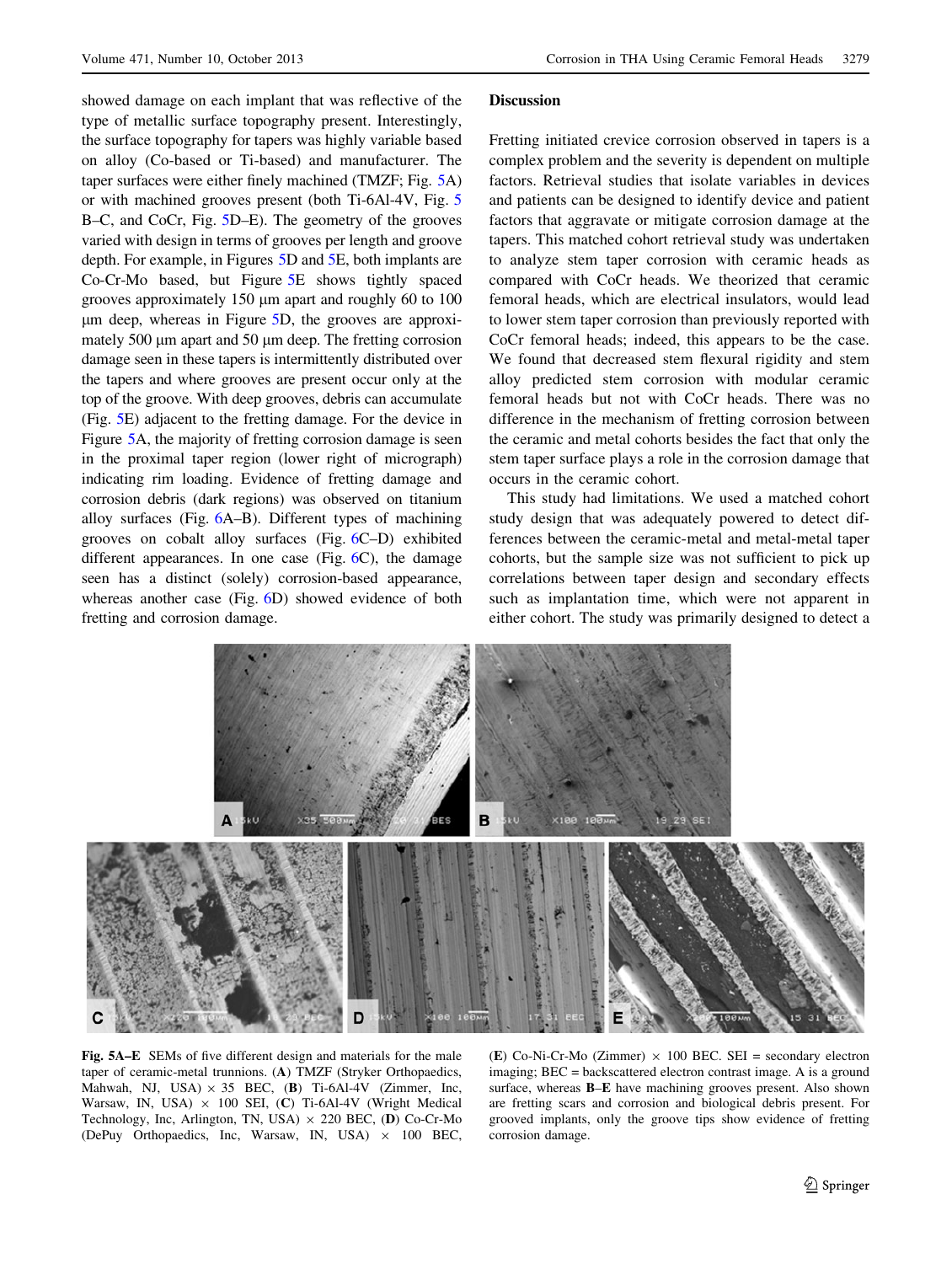showed damage on each implant that was reflective of the type of metallic surface topography present. Interestingly, the surface topography for tapers was highly variable based on alloy (Co-based or Ti-based) and manufacturer. The taper surfaces were either finely machined (TMZF; Fig. 5A) or with machined grooves present (both Ti-6Al-4V, Fig. 5 B–C, and CoCr, Fig. 5D–E). The geometry of the grooves varied with design in terms of grooves per length and groove depth. For example, in Figures 5D and 5E, both implants are Co-Cr-Mo based, but Figure 5E shows tightly spaced grooves approximately 150 μm apart and roughly 60 to 100 μm deep, whereas in Figure 5D, the grooves are approximately 500 μm apart and 50 μm deep. The fretting corrosion damage seen in these tapers is intermittently distributed over the tapers and where grooves are present occur only at the top of the groove. With deep grooves, debris can accumulate (Fig. 5E) adjacent to the fretting damage. For the device in Figure 5A, the majority of fretting corrosion damage is seen in the proximal taper region (lower right of micrograph) indicating rim loading. Evidence of fretting damage and corrosion debris (dark regions) was observed on titanium alloy surfaces (Fig. 6A–B). Different types of machining grooves on cobalt alloy surfaces (Fig. 6C–D) exhibited different appearances. In one case (Fig. 6C), the damage seen has a distinct (solely) corrosion-based appearance, whereas another case (Fig. 6D) showed evidence of both fretting and corrosion damage.

## Discussion

Fretting initiated crevice corrosion observed in tapers is a complex problem and the severity is dependent on multiple factors. Retrieval studies that isolate variables in devices and patients can be designed to identify device and patient factors that aggravate or mitigate corrosion damage at the tapers. This matched cohort retrieval study was undertaken to analyze stem taper corrosion with ceramic heads as compared with CoCr heads. We theorized that ceramic femoral heads, which are electrical insulators, would lead to lower stem taper corrosion than previously reported with CoCr femoral heads; indeed, this appears to be the case. We found that decreased stem flexural rigidity and stem alloy predicted stem corrosion with modular ceramic femoral heads but not with CoCr heads. There was no difference in the mechanism of fretting corrosion between the ceramic and metal cohorts besides the fact that only the stem taper surface plays a role in the corrosion damage that occurs in the ceramic cohort.

This study had limitations. We used a matched cohort study design that was adequately powered to detect differences between the ceramic-metal and metal-metal taper cohorts, but the sample size was not sufficient to pick up correlations between taper design and secondary effects such as implantation time, which were not apparent in either cohort. The study was primarily designed to detect a

**Fig. 5A–E** SEMs of five different design and materials for the male taper of ceramic-metal trunnions. (**A**) TMZF (Stryker Orthopaedics, Mahwah, NJ, USA) × 35 BEC, (**B**) Ti-6Al-4V (Zimmer, Inc, Warsaw, IN, USA) × 100 SEI, (**C**) Ti-6Al-4V (Wright Medical Technology, Inc, Arlington, TN, USA) × 220 BEC, (**D**) Co-Cr-Mo (DePuy Orthopaedics, Inc, Warsaw, IN, USA) × 100 BEC, (**E**) Co-Ni-Cr-Mo (Zimmer) × 100 BEC. SEI = secondary electron imaging; BEC = backscattered electron contrast image. A is a ground surface, whereas **B–E** have machining grooves present. Also shown are fretting scars and corrosion and biological debris present. For grooved implants, only the groove tips show evidence of fretting corrosion damage.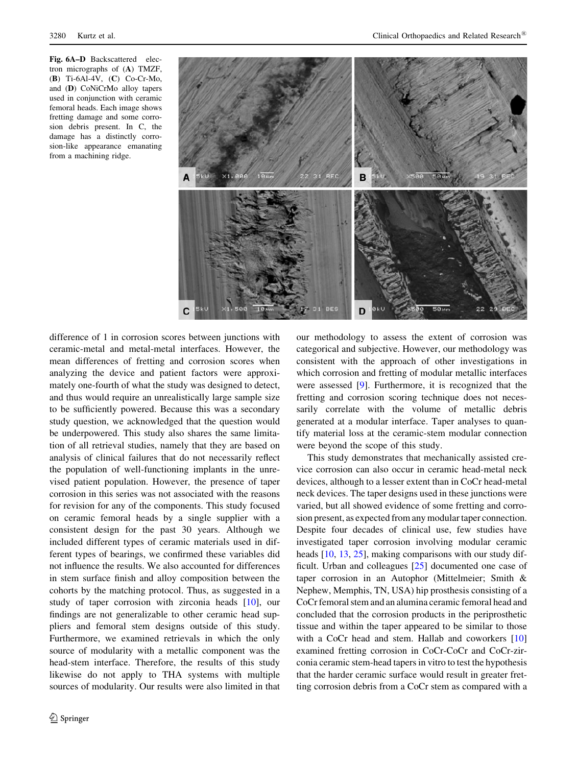**Fig. 6A–D** Backscattered electron micrographs of (**A**) TMZF, (**B**) Ti-6Al-4V, (**C**) Co-Cr-Mo, and (**D**) CoNiCrMo alloy tapers used in conjunction with ceramic femoral heads. Each image shows fretting damage and some corrosion debris present. In C, the damage has a distinctly corrosion-like appearance emanating from a machining ridge.

difference of 1 in corrosion scores between junctions with ceramic-metal and metal-metal interfaces. However, the mean differences of fretting and corrosion scores when analyzing the device and patient factors were approximately one-fourth of what the study was designed to detect, and thus would require an unrealistically large sample size to be sufficiently powered. Because this was a secondary study question, we acknowledged that the question would be underpowered. This study also shares the same limitation of all retrieval studies, namely that they are based on analysis of clinical failures that do not necessarily reflect the population of well-functioning implants in the unrevised patient population. However, the presence of taper corrosion in this series was not associated with the reasons for revision for any of the components. This study focused on ceramic femoral heads by a single supplier with a consistent design for the past 30 years. Although we included different types of ceramic materials used in different types of bearings, we confirmed these variables did not influence the results. We also accounted for differences in stem surface finish and alloy composition between the cohorts by the matching protocol. Thus, as suggested in a study of taper corrosion with zirconia heads [10], our findings are not generalizable to other ceramic head suppliers and femoral stem designs outside of this study. Furthermore, we examined retrievals in which the only source of modularity with a metallic component was the head-stem interface. Therefore, the results of this study likewise do not apply to THA systems with multiple sources of modularity. Our results were also limited in that our methodology to assess the extent of corrosion was categorical and subjective. However, our methodology was consistent with the approach of other investigations in which corrosion and fretting of modular metallic interfaces were assessed [9]. Furthermore, it is recognized that the fretting and corrosion scoring technique does not necessarily correlate with the volume of metallic debris generated at a modular interface. Taper analyses to quantify material loss at the ceramic-stem modular connection were beyond the scope of this study.

This study demonstrates that mechanically assisted crevice corrosion can also occur in ceramic head-metal neck devices, although to a lesser extent than in CoCr head-metal neck devices. The taper designs used in these junctions were varied, but all showed evidence of some fretting and corrosion present, as expected from any modular taper connection. Despite four decades of clinical use, few studies have investigated taper corrosion involving modular ceramic heads [10, 13, 25], making comparisons with our study difficult. Urban and colleagues [25] documented one case of taper corrosion in an Autophor (Mittelmeier; Smith & Nephew, Memphis, TN, USA) hip prosthesis consisting of a CoCr femoral stem and an alumina ceramic femoral head and concluded that the corrosion products in the periprosthetic tissue and within the taper appeared to be similar to those with a CoCr head and stem. Hallab and coworkers [10] examined fretting corrosion in CoCr-CoCr and CoCr-zirconia ceramic stem-head tapers in vitro to test the hypothesis that the harder ceramic surface would result in greater fretting corrosion debris from a CoCr stem as compared with a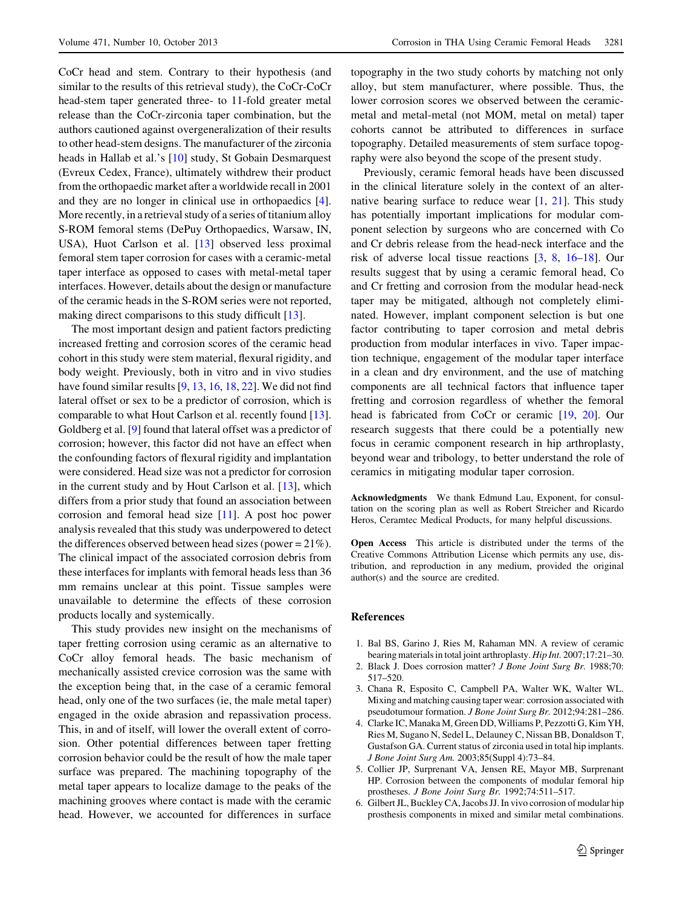CoCr head and stem. Contrary to their hypothesis (and similar to the results of this retrieval study), the CoCr-CoCr head-stem taper generated three- to 11-fold greater metal release than the CoCr-zirconia taper combination, but the authors cautioned against overgeneralization of their results to other head-stem designs. The manufacturer of the zirconia heads in Hallab et al.'s [10] study, St Gobain Desmarquest (Evreux Cedex, France), ultimately withdrew their product from the orthopaedic market after a worldwide recall in 2001 and they are no longer in clinical use in orthopaedics [4]. More recently, in a retrieval study of a series of titanium alloy S-ROM femoral stems (DePuy Orthopaedics, Warsaw, IN, USA), Huot Carlson et al. [13] observed less proximal femoral stem taper corrosion for cases with a ceramic-metal taper interface as opposed to cases with metal-metal taper interfaces. However, details about the design or manufacture of the ceramic heads in the S-ROM series were not reported, making direct comparisons to this study difficult [13].

The most important design and patient factors predicting increased fretting and corrosion scores of the ceramic head cohort in this study were stem material, flexural rigidity, and body weight. Previously, both in vitro and in vivo studies have found similar results [9, 13, 16, 18, 22]. We did not find lateral offset or sex to be a predictor of corrosion, which is comparable to what Hout Carlson et al. recently found [13]. Goldberg et al. [9] found that lateral offset was a predictor of corrosion; however, this factor did not have an effect when the confounding factors of flexural rigidity and implantation were considered. Head size was not a predictor for corrosion in the current study and by Hout Carlson et al. [13], which differs from a prior study that found an association between corrosion and femoral head size [11]. A post hoc power analysis revealed that this study was underpowered to detect the differences observed between head sizes (power = 21%). The clinical impact of the associated corrosion debris from these interfaces for implants with femoral heads less than 36 mm remains unclear at this point. Tissue samples were unavailable to determine the effects of these corrosion products locally and systemically.

This study provides new insight on the mechanisms of taper fretting corrosion using ceramic as an alternative to CoCr alloy femoral heads. The basic mechanism of mechanically assisted crevice corrosion was the same with the exception being that, in the case of a ceramic femoral head, only one of the two surfaces (ie, the male metal taper) engaged in the oxide abrasion and repassivation process. This, in and of itself, will lower the overall extent of corrosion. Other potential differences between taper fretting corrosion behavior could be the result of how the male taper surface was prepared. The machining topography of the metal taper appears to localize damage to the peaks of the machining grooves where contact is made with the ceramic head. However, we accounted for differences in surface topography in the two study cohorts by matching not only alloy, but stem manufacturer, where possible. Thus, the lower corrosion scores we observed between the ceramic-metal and metal-metal (not MOM, metal on metal) taper cohorts cannot be attributed to differences in surface topography. Detailed measurements of stem surface topography were also beyond the scope of the present study.

Previously, ceramic femoral heads have been discussed in the clinical literature solely in the context of an alternative bearing surface to reduce wear [1, 21]. This study has potentially important implications for modular component selection by surgeons who are concerned with Co and Cr debris release from the head-neck interface and the risk of adverse local tissue reactions [3, 8, 16–18]. Our results suggest that by using a ceramic femoral head, Co and Cr fretting and corrosion from the modular head-neck taper may be mitigated, although not completely eliminated. However, implant component selection is but one factor contributing to taper corrosion and metal debris production from modular interfaces in vivo. Taper impaction technique, engagement of the modular taper interface in a clean and dry environment, and the use of matching components are all technical factors that influence taper fretting and corrosion regardless of whether the femoral head is fabricated from CoCr or ceramic [19, 20]. Our research suggests that there could be a potentially new focus in ceramic component research in hip arthroplasty, beyond wear and tribology, to better understand the role of ceramics in mitigating modular taper corrosion.

**Acknowledgments** We thank Edmund Lau, Exponent, for consultation on the scoring plan as well as Robert Streicher and Ricardo Heros, Ceramtec Medical Products, for many helpful discussions.

**Open Access** This article is distributed under the terms of the Creative Commons Attribution License which permits any use, distribution, and reproduction in any medium, provided the original author(s) and the source are credited.

## References

1. Bal BS, Garino J, Ries M, Rahaman MN. A review of ceramic bearing materials in total joint arthroplasty. *Hip Int.* 2007;17:21–30.
2. Black J. Does corrosion matter? *J Bone Joint Surg Br.* 1988;70:517–520.
3. Chana R, Esposito C, Campbell PA, Walter WK, Walter WL. Mixing and matching causing taper wear: corrosion associated with pseudotumour formation. *J Bone Joint Surg Br.* 2012;94:281–286.
4. Clarke IC, Manaka M, Green DD, Williams P, Pezzotti G, Kim YH, Ries M, Sugano N, Sedel L, Delauney C, Nissan BB, Donaldson T, Gustafson GA. Current status of zirconia used in total hip implants. *J Bone Joint Surg Am.* 2003;85(Suppl 4):73–84.
5. Collier JP, Surprenant VA, Jensen RE, Mayor MB, Surprenant HP. Corrosion between the components of modular femoral hip prostheses. *J Bone Joint Surg Br.* 1992;74:511–517.
6. Gilbert JL, Buckley CA, Jacobs JJ. In vivo corrosion of modular hip prosthesis components in mixed and similar metal combinations.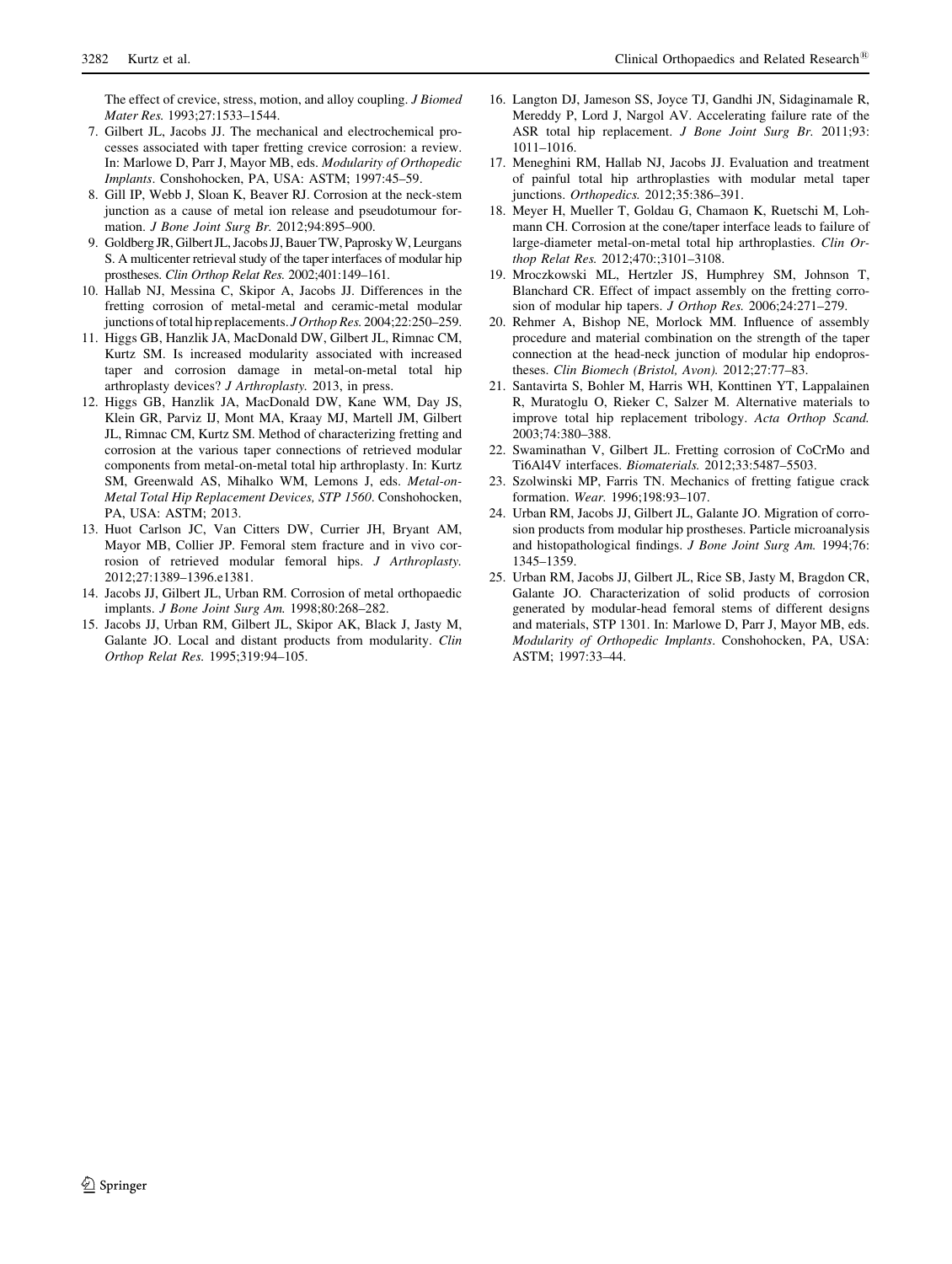The effect of crevice, stress, motion, and alloy coupling. *J Biomed Mater Res.* 1993;27:1533–1544.

7. Gilbert JL, Jacobs JJ. The mechanical and electrochemical processes associated with taper fretting crevice corrosion: a review. In: Marlowe D, Parr J, Mayor MB, eds. *Modularity of Orthopedic Implants*. Conshohocken, PA, USA: ASTM; 1997:45–59.
8. Gill IP, Webb J, Sloan K, Beaver RJ. Corrosion at the neck-stem junction as a cause of metal ion release and pseudotumour formation. *J Bone Joint Surg Br.* 2012;94:895–900.
9. Goldberg JR, Gilbert JL, Jacobs JJ, Bauer TW, Paprosky W, Leurgans S. A multicenter retrieval study of the taper interfaces of modular hip prostheses. *Clin Orthop Relat Res.* 2002;401:149–161.
10. Hallab NJ, Messina C, Skipor A, Jacobs JJ. Differences in the fretting corrosion of metal-metal and ceramic-metal modular junctions of total hip replacements. *J Orthop Res.* 2004;22:250–259.
11. Higgs GB, Hanzlik JA, MacDonald DW, Gilbert JL, Rimnac CM, Kurtz SM. Is increased modularity associated with increased taper and corrosion damage in metal-on-metal total hip arthroplasty devices? *J Arthroplasty.* 2013, in press.
12. Higgs GB, Hanzlik JA, MacDonald DW, Kane WM, Day JS, Klein GR, Parviz IJ, Mont MA, Kraay MJ, Martell JM, Gilbert JL, Rimnac CM, Kurtz SM. Method of characterizing fretting and corrosion at the various taper connections of retrieved modular components from metal-on-metal total hip arthroplasty. In: Kurtz SM, Greenwald AS, Mihalko WM, Lemons J, eds. *Metal-on-Metal Total Hip Replacement Devices, STP 1560*. Conshohocken, PA, USA: ASTM; 2013.
13. Huot Carlson JC, Van Citters DW, Currier JH, Bryant AM, Mayor MB, Collier JP. Femoral stem fracture and in vivo corrosion of retrieved modular femoral hips. *J Arthroplasty.* 2012;27:1389–1396.e1381.
14. Jacobs JJ, Gilbert JL, Urban RM. Corrosion of metal orthopaedic implants. *J Bone Joint Surg Am.* 1998;80:268–282.
15. Jacobs JJ, Urban RM, Gilbert JL, Skipor AK, Black J, Jasty M, Galante JO. Local and distant products from modularity. *Clin Orthop Relat Res.* 1995;319:94–105.
16. Langton DJ, Jameson SS, Joyce TJ, Gandhi JN, Sidaginamale R, Mereddy P, Lord J, Nargol AV. Accelerating failure rate of the ASR total hip replacement. *J Bone Joint Surg Br.* 2011;93: 1011–1016.
17. Meneghini RM, Hallab NJ, Jacobs JJ. Evaluation and treatment of painful total hip arthroplasties with modular metal taper junctions. *Orthopedics.* 2012;35:386–391.
18. Meyer H, Mueller T, Goldau G, Chamaon K, Ruetschi M, Lohmann CH. Corrosion at the cone/taper interface leads to failure of large-diameter metal-on-metal total hip arthroplasties. *Clin Orthop Relat Res.* 2012;470:;3101–3108.
19. Mroczkowski ML, Hertzler JS, Humphrey SM, Johnson T, Blanchard CR. Effect of impact assembly on the fretting corrosion of modular hip tapers. *J Orthop Res.* 2006;24:271–279.
20. Rehmer A, Bishop NE, Morlock MM. Influence of assembly procedure and material combination on the strength of the taper connection at the head-neck junction of modular hip endoprostheses. *Clin Biomech (Bristol, Avon).* 2012;27:77–83.
21. Santavirta S, Bohler M, Harris WH, Konttinen YT, Lappalainen R, Muratoglu O, Rieker C, Salzer M. Alternative materials to improve total hip replacement tribology. *Acta Orthop Scand.* 2003;74:380–388.
22. Swaminathan V, Gilbert JL. Fretting corrosion of CoCrMo and Ti6Al4V interfaces. *Biomaterials.* 2012;33:5487–5503.
23. Szolwinski MP, Farris TN. Mechanics of fretting fatigue crack formation. *Wear.* 1996;198:93–107.
24. Urban RM, Jacobs JJ, Gilbert JL, Galante JO. Migration of corrosion products from modular hip prostheses. Particle microanalysis and histopathological findings. *J Bone Joint Surg Am.* 1994;76: 1345–1359.
25. Urban RM, Jacobs JJ, Gilbert JL, Rice SB, Jasty M, Bragdon CR, Galante JO. Characterization of solid products of corrosion generated by modular-head femoral stems of different designs and materials, STP 1301. In: Marlowe D, Parr J, Mayor MB, eds. *Modularity of Orthopedic Implants*. Conshohocken, PA, USA: ASTM; 1997:33–44.